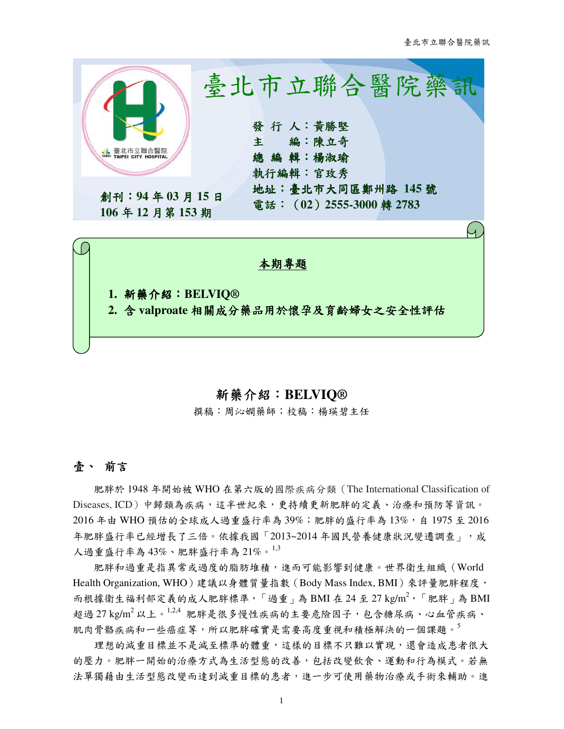# 臺北市立聯合醫院藥訊

發 行 人：黃勝堅
主 編：陳立奇
總 編 輯：楊淑瑜
執行編輯：官玫秀
地址：臺北市大同區鄭州路 145 號
電話：（02）2555-3000 轉 2783

創刊：94 年 03 月 15 日
106 年 12 月第 153 期

**本期專題**

1. **新藥介紹：BELVIQ®**
2. **含 valproate 相關成分藥品用於懷孕及育齡婦女之安全性評估**

## 新藥介紹：BELVIQ®

撰稿：周沁嫻藥師；校稿：楊瑛碧主任

### 壹、 前言

肥胖於 1948 年開始被 WHO 在第六版的國際疾病分類（The International Classification of Diseases, ICD）中歸類為疾病，這半世紀來，更持續更新肥胖的定義、治療和預防等資訊。2016 年由 WHO 預估的全球成人過重盛行率為 39%；肥胖的盛行率為 13%，自 1975 至 2016 年肥胖盛行率已經增長了三倍。依據我國「2013~2014 年國民營養健康狀況變遷調查」，成人過重盛行率為 43%、肥胖盛行率為 21%。[1,3]

肥胖和過重是指異常或過度的脂肪堆積，進而可能影響到健康。世界衛生組織（World Health Organization, WHO）建議以身體質量指數（Body Mass Index, BMI）來評量肥胖程度，而根據衛生福利部定義的成人肥胖標準，「過重」為 BMI 在 24 至 27 $kg/m^2$，「肥胖」為 BMI 超過 27 $kg/m^2$ 以上。[1,2,4] 肥胖是很多慢性疾病的主要危險因子，包含糖尿病、心血管疾病、肌肉骨骼疾病和一些癌症等，所以肥胖確實是需要高度重視和積極解決的一個課題。[5]

理想的減重目標並不是減至標準的體重，這樣的目標不只難以實現，還會造成患者很大的壓力。肥胖一開始的治療方式為生活型態的改善，包括改變飲食、運動和行為模式。若無法單獨藉由生活型態改變而達到減重目標的患者，進一步可使用藥物治療或手術來輔助。進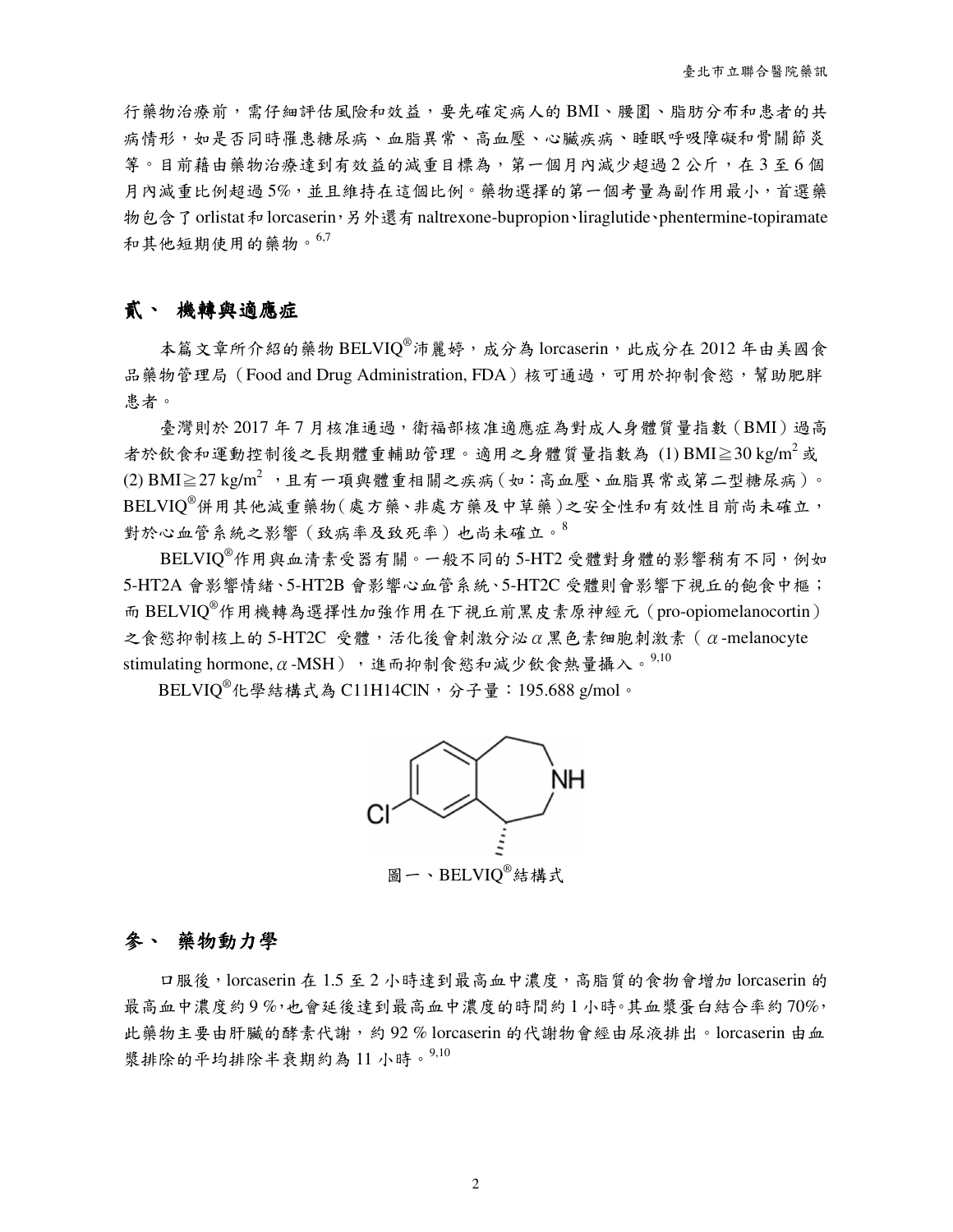行藥物治療前，需仔細評估風險和效益，要先確定病人的 BMI、腰圍、脂肪分布和患者的共病情形，如是否同時罹患糖尿病、血脂異常、高血壓、心臟疾病、睡眠呼吸障礙和骨關節炎等。目前藉由藥物治療達到有效益的減重目標為，第一個月內減少超過 2 公斤，在 3 至 6 個月內減重比例超過 5%，並且維持在這個比例。藥物選擇的第一個考量為副作用最小，首選藥物包含了 orlistat 和 lorcaserin，另外還有 naltrexone-bupropion、liraglutide、phentermine-topiramate 和其他短期使用的藥物。[6,7]

## 貳、 機轉與適應症

本篇文章所介紹的藥物 BELVIQ®沛麗婷，成分為 lorcaserin，此成分在 2012 年由美國食品藥物管理局（Food and Drug Administration, FDA）核可通過，可用於抑制食慾，幫助肥胖患者。

臺灣則於 2017 年 7 月核准通過，衛福部核准適應症為對成人身體質量指數（BMI）過高者於飲食和運動控制後之長期體重輔助管理。適用之身體質量指數為 (1) BMI≧30 $kg/m^2$ 或 (2) BMI≧27 $kg/m^2$，且有一項與體重相關之疾病（如：高血壓、血脂異常或第二型糖尿病）。BELVIQ®併用其他減重藥物（處方藥、非處方藥及中草藥）之安全性和有效性目前尚未確立，對於心血管系統之影響（致病率及致死率）也尚未確立。[8]

BELVIQ®作用與血清素受器有關。一般不同的 5-HT2 受體對身體的影響稍有不同，例如 5-HT2A 會影響情緒、5-HT2B 會影響心血管系統、5-HT2C 受體則會影響下視丘的飽食中樞；而 BELVIQ®作用機轉為選擇性加強作用在下視丘前黑皮素原神經元（pro-opiomelanocortin）之食慾抑制核上的 5-HT2C 受體，活化後會刺激分泌 α 黑色素細胞刺激素（α-melanocyte stimulating hormone, α-MSH），進而抑制食慾和減少飲食熱量攝入。[9,10]

BELVIQ®化學結構式為 $C_{11}H_{14}ClN$，分子量：195.688 g/mol。

圖一、BELVIQ®結構式

## 參、 藥物動力學

口服後，lorcaserin 在 1.5 至 2 小時達到最高血中濃度，高脂質的食物會增加 lorcaserin 的最高血中濃度約 9 %，也會延後達到最高血中濃度的時間約 1 小時。其血漿蛋白結合率約 70%，此藥物主要由肝臟的酵素代謝，約 92 % lorcaserin 的代謝物會經由尿液排出。lorcaserin 由血漿排除的平均排除半衰期約為 11 小時。[9,10]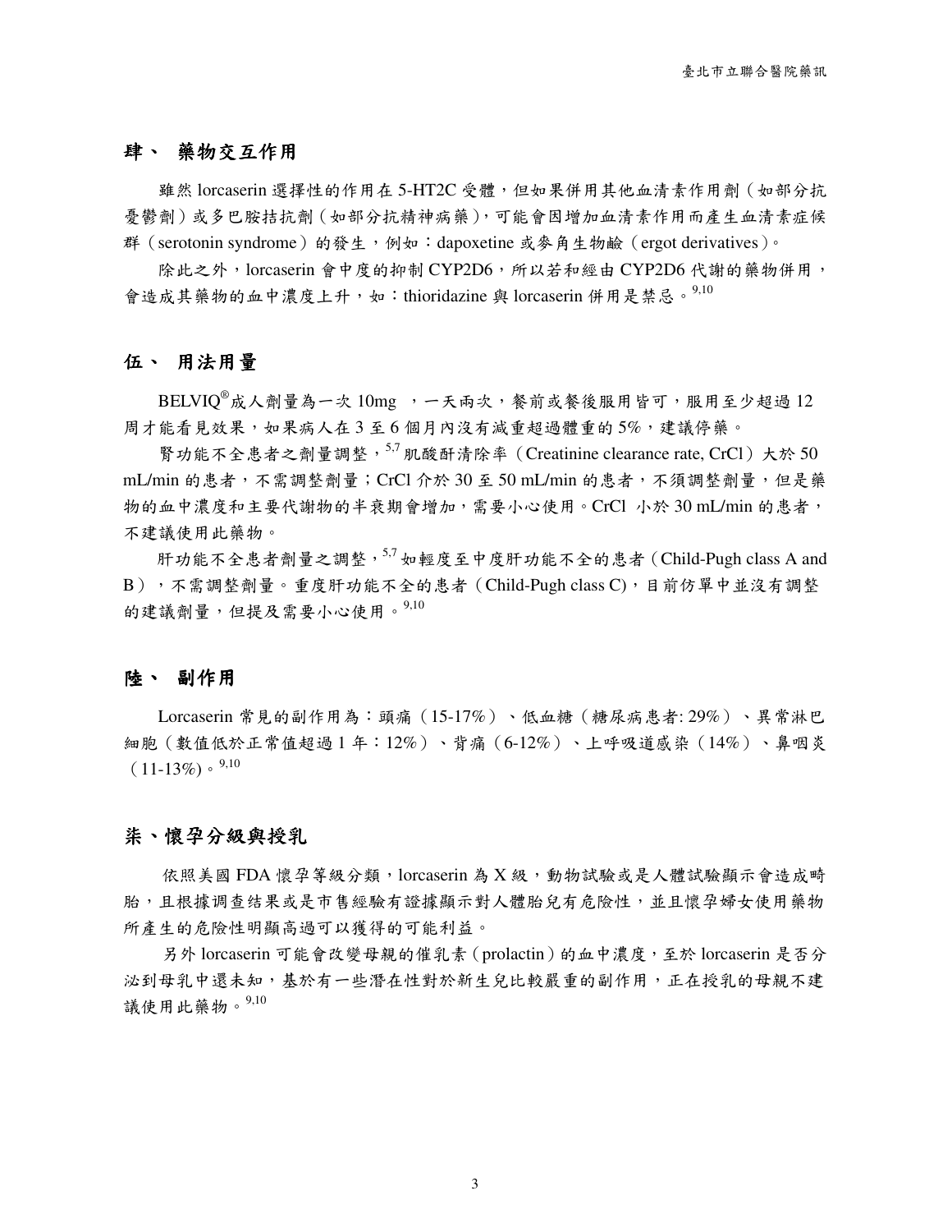## 肆、 藥物交互作用

雖然 lorcaserin 選擇性的作用在 5-HT2C 受體，但如果併用其他血清素作用劑（如部分抗憂鬱劑）或多巴胺拮抗劑（如部分抗精神病藥），可能會因增加血清素作用而產生血清素症候群（serotonin syndrome）的發生，例如：dapoxetine 或麥角生物鹼（ergot derivatives）。

除此之外，lorcaserin 會中度的抑制 CYP2D6，所以若和經由 CYP2D6 代謝的藥物併用，會造成其藥物的血中濃度上升，如：thioridazine 與 lorcaserin 併用是禁忌。[9,10]

## 伍、 用法用量

BELVIQ®成人劑量為一次 10mg ，一天兩次，餐前或餐後服用皆可，服用至少超過 12 周才能看見效果，如果病人在 3 至 6 個月內沒有減重超過體重的 5%，建議停藥。

腎功能不全患者之劑量調整，[5,7] 肌酸酐清除率（Creatinine clearance rate, CrCl）大於 50 mL/min 的患者，不需調整劑量；CrCl 介於 30 至 50 mL/min 的患者，不須調整劑量，但是藥物的血中濃度和主要代謝物的半衰期會增加，需要小心使用。CrCl 小於 30 mL/min 的患者，不建議使用此藥物。

肝功能不全患者劑量之調整，[5,7] 如輕度至中度肝功能不全的患者（Child-Pugh class A and B），不需調整劑量。重度肝功能不全的患者（Child-Pugh class C)，目前仿單中並沒有調整的建議劑量，但提及需要小心使用。[9,10]

## 陸、 副作用

Lorcaserin 常見的副作用為：頭痛（15-17%）、低血糖（糖尿病患者: 29%）、異常淋巴細胞（數值低於正常值超過 1 年：12%）、背痛（6-12%）、上呼吸道感染（14%）、鼻咽炎（11-13%)。[9,10]

## 柒、懷孕分級與授乳

依照美國 FDA 懷孕等級分類，lorcaserin 為 X 級，動物試驗或是人體試驗顯示會造成畸胎，且根據调查结果或是市售經驗有證據顯示對人體胎兒有危險性，並且懷孕婦女使用藥物所產生的危險性明顯高過可以獲得的可能利益。

另外 lorcaserin 可能會改變母親的催乳素（prolactin）的血中濃度，至於 lorcaserin 是否分泌到母乳中還未知，基於有一些潛在性對於新生兒比較嚴重的副作用，正在授乳的母親不建議使用此藥物。[9,10]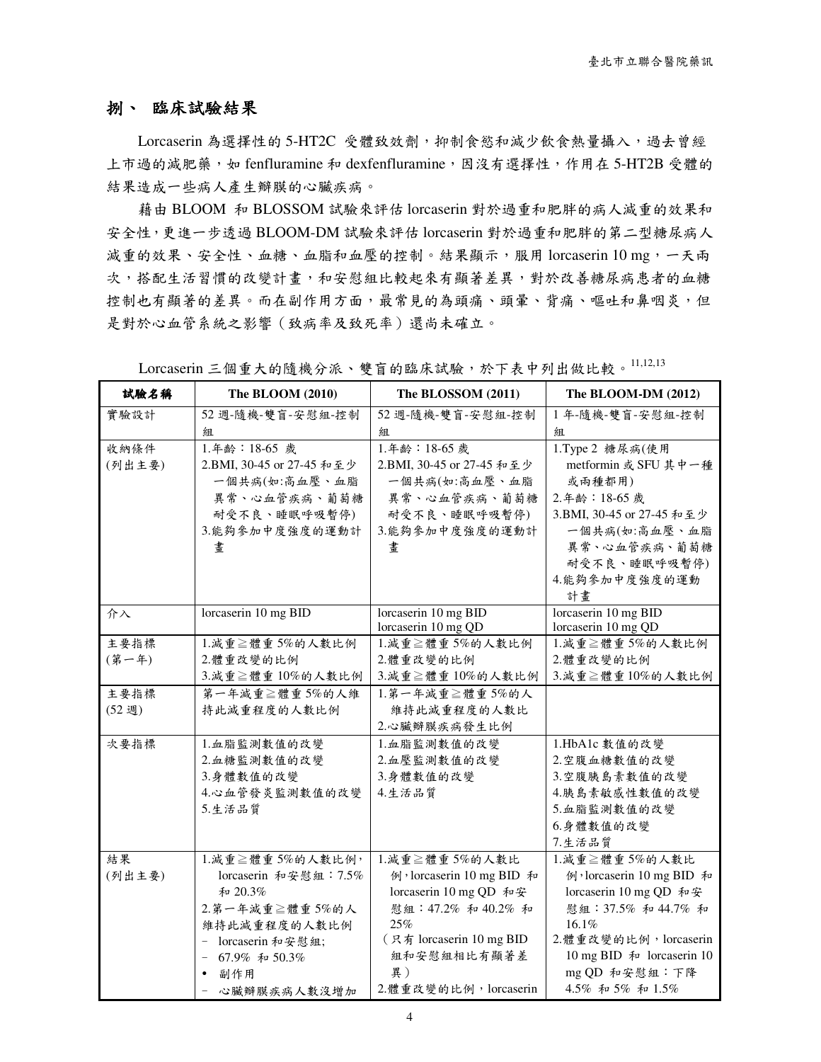## 捌、 臨床試驗結果

Lorcaserin 為選擇性的 5-HT2C 受體致效劑，抑制食慾和減少飲食熱量攝入，過去曾經上市過的減肥藥，如 fenfluramine 和 dexfenfluramine，因沒有選擇性，作用在 5-HT2B 受體的結果造成一些病人產生瓣膜的心臟疾病。

藉由 BLOOM 和 BLOSSOM 試驗來評估 lorcaserin 對於過重和肥胖的病人減重的效果和安全性，更進一步透過 BLOOM-DM 試驗來評估 lorcaserin 對於過重和肥胖的第二型糖尿病人減重的效果、安全性、血糖、血脂和血壓的控制。結果顯示，服用 lorcaserin 10 mg，一天兩次，搭配生活習慣的改變計畫，和安慰組比較起來有顯著差異，對於改善糖尿病患者的血糖控制也有顯著的差異。而在副作用方面，最常見的為頭痛、頭暈、背痛、嘔吐和鼻咽炎，但是對於心血管系統之影響（致病率及致死率）還尚未確立。

Lorcaserin 三個重大的隨機分派、雙盲的臨床試驗，於下表中列出做比較。[11,12,13]

| 試驗名稱 | The BLOOM (2010) | The BLOSSOM (2011) | The BLOOM-DM (2012) |
|---|---|---|---|
| 實驗設計 | 52 週-隨機-雙盲-安慰組-控制組 | 52 週-隨機-雙盲-安慰組-控制組 | 1 年-隨機-雙盲-安慰組-控制組 |
| 收納條件<br>(列出主要) | 1.年齡：18-65 歲<br>2.BMI, 30-45 or 27-45 和至少一個共病(如:高血壓、血脂異常、心血管疾病、葡萄糖耐受不良、睡眠呼吸暫停)<br>3.能夠參加中度強度的運動計畫 | 1.年齡：18-65 歲<br>2.BMI, 30-45 or 27-45 和至少一個共病(如:高血壓、血脂異常、心血管疾病、葡萄糖耐受不良、睡眠呼吸暫停)<br>3.能夠參加中度強度的運動計畫 | 1.Type 2 糖尿病(使用 metformin 或 SFU 其中一種或兩種都用)<br>2.年齡：18-65 歲<br>3.BMI, 30-45 or 27-45 和至少一個共病(如:高血壓、血脂異常、心血管疾病、葡萄糖耐受不良、睡眠呼吸暫停)<br>4.能夠參加中度強度的運動計畫 |
| 介入 | lorcaserin 10 mg BID | lorcaserin 10 mg BID<br>lorcaserin 10 mg QD | lorcaserin 10 mg BID<br>lorcaserin 10 mg QD |
| 主要指標<br>(第一年) | 1.減重≧體重 5%的人數比例<br>2.體重改變的比例<br>3.減重≧體重 10%的人數比例 | 1.減重≧體重 5%的人數比例<br>2.體重改變的比例<br>3.減重≧體重 10%的人數比例 | 1.減重≧體重 5%的人數比例<br>2.體重改變的比例<br>3.減重≧體重 10%的人數比例 |
| 主要指標<br>(52 週) | 第一年減重≧體重 5%的人維持此減重程度的人數比例 | 1.第一年減重≧體重 5%的人維持此減重程度的人數比例<br>2.心臟瓣膜疾病發生比例 | |
| 次要指標 | 1.血脂監測數值的改變<br>2.血糖監測數值的改變<br>3.身體數值的改變<br>4.心血管發炎監測數值的改變<br>5.生活品質 | 1.血脂監測數值的改變<br>2.血壓監測數值的改變<br>3.身體數值的改變<br>4.生活品質 | 1.HbA1c 數值的改變<br>2.空腹血糖數值的改變<br>3.空腹胰島素數值的改變<br>4.胰島素敏感性數值的改變<br>5.血脂監測數值的改變<br>6.身體數值的改變<br>7.生活品質 |
| 結果<br>(列出主要) | 1.減重≧體重 5%的人數比例，lorcaserin 和安慰組：7.5% 和 20.3%<br>2.第一年減重≧體重 5%的人維持此減重程度的人數比例<br>- lorcaserin 和安慰組;<br>- 67.9% 和 50.3%<br>• 副作用<br>- 心臟瓣膜疾病人數沒增加 | 1.減重≧體重 5%的人數比例，lorcaserin 10 mg BID 和 lorcaserin 10 mg QD 和安慰組：47.2% 和 40.2% 和 25%<br>（只有 lorcaserin 10 mg BID 組和安慰組相比有顯著差異）<br>2.體重改變的比例，lorcaserin | 1.減重≧體重 5%的人數比例，lorcaserin 10 mg BID 和 lorcaserin 10 mg QD 和安慰組：37.5% 和 44.7% 和 16.1%<br>2.體重改變的比例，lorcaserin 10 mg BID 和 lorcaserin 10 mg QD 和安慰組：下降 4.5% 和 5% 和 1.5% |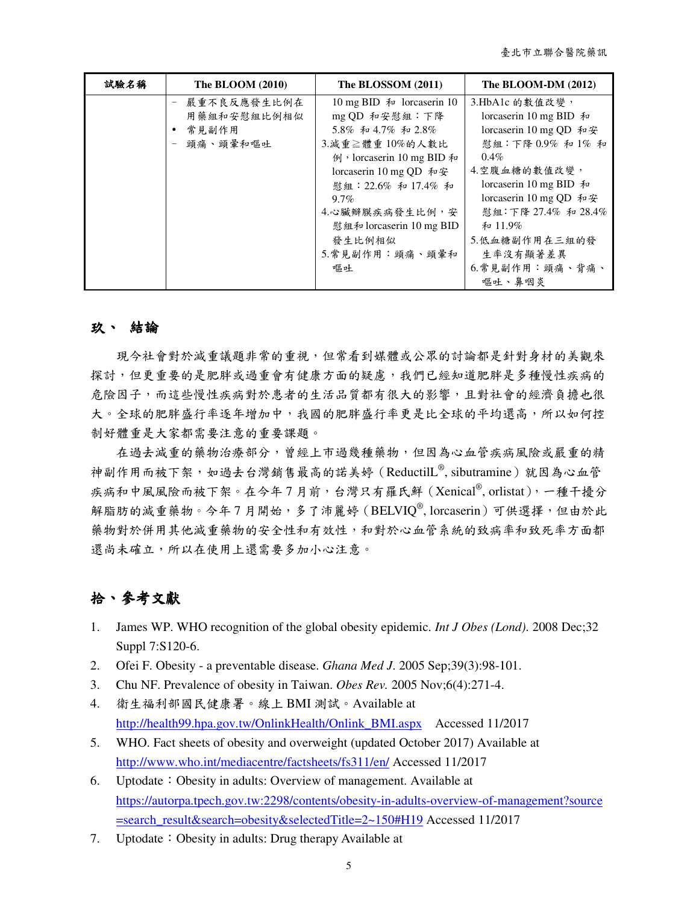| 試驗名稱 | The BLOOM (2010) | The BLOSSOM (2011) | The BLOOM-DM (2012) |
|---|---|---|---|
| | - 嚴重不良反應發生比例在用藥組和安慰組比例相似<br>• 常見副作用<br>- 頭痛、頭暈和嘔吐 | 10 mg BID 和 lorcaserin 10 mg QD 和安慰組：下降 5.8% 和 4.7% 和 2.8%<br>3.減重≧體重 10%的人數比例，lorcaserin 10 mg BID 和 lorcaserin 10 mg QD 和安慰組：22.6% 和 17.4% 和 9.7%<br>4.心臟瓣膜疾病發生比例，安慰組和 lorcaserin 10 mg BID 發生比例相似<br>5.常見副作用：頭痛、頭暈和嘔吐 | 3.HbA1c 的數值改變，lorcaserin 10 mg BID 和 lorcaserin 10 mg QD 和安慰組：下降 0.9% 和 1% 和 0.4%<br>4.空腹血糖的數值改變，lorcaserin 10 mg BID 和 lorcaserin 10 mg QD 和安慰組：下降 27.4% 和 28.4% 和 11.9%<br>5.低血糖副作用在三組的發生率沒有顯著差異<br>6.常見副作用：頭痛、背痛、嘔吐、鼻咽炎 |

## 玖、 結論

現今社會對於減重議題非常的重視，但常看到媒體或公眾的討論都是針對身材的美觀來探討，但更重要的是肥胖或過重會有健康方面的疑慮，我們已經知道肥胖是多種慢性疾病的危險因子，而這些慢性疾病對於患者的生活品質都有很大的影響，且對社會的經濟負擔也很大。全球的肥胖盛行率逐年增加中，我國的肥胖盛行率更是比全球的平均還高，所以如何控制好體重是大家都需要注意的重要課題。

在過去減重的藥物治療部分，曾經上市過幾種藥物，但因為心血管疾病風險或嚴重的精神副作用而被下架，如過去台灣銷售最高的諾美婷（ReductilL®, sibutramine）就因為心血管疾病和中風風險而被下架。在今年 7 月前，台灣只有羅氏鮮（Xenical®, orlistat），一種干擾分解脂肪的減重藥物。今年 7 月開始，多了沛麗婷（BELVIQ®, lorcaserin）可供選擇，但由於此藥物對於併用其他減重藥物的安全性和有效性，和對於心血管系統的致病率和致死率方面都還尚未確立，所以在使用上還需要多加小心注意。

## 拾、參考文獻

1. James WP. WHO recognition of the global obesity epidemic. *Int J Obes (Lond)*. 2008 Dec;32 Suppl 7:S120-6.
2. Ofei F. Obesity - a preventable disease. *Ghana Med J*. 2005 Sep;39(3):98-101.
3. Chu NF. Prevalence of obesity in Taiwan. *Obes Rev.* 2005 Nov;6(4):271-4.
4. 衛生福利部國民健康署。線上 BMI 測試。Available at http://health99.hpa.gov.tw/OnlinkHealth/Onlink_BMI.aspx Accessed 11/2017
5. WHO. Fact sheets of obesity and overweight (updated October 2017) Available at http://www.who.int/mediacentre/factsheets/fs311/en/ Accessed 11/2017
6. Uptodate：Obesity in adults: Overview of management. Available at https://autorpa.tpech.gov.tw:2298/contents/obesity-in-adults-overview-of-management?source=search_result&search=obesity&selectedTitle=2~150#H19 Accessed 11/2017
7. Uptodate：Obesity in adults: Drug therapy Available at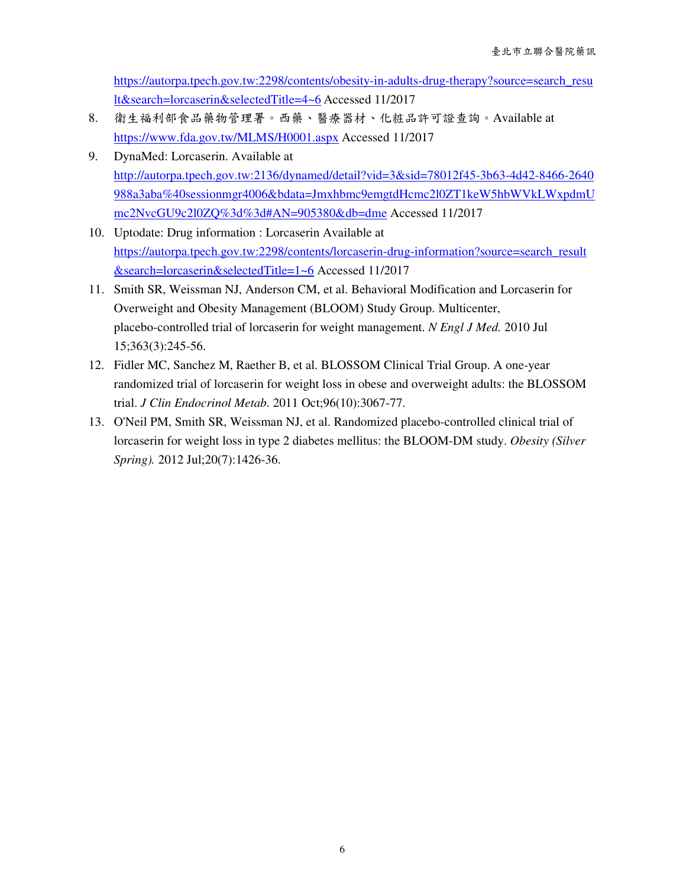https://autorpa.tpech.gov.tw:2298/contents/obesity-in-adults-drug-therapy?source=search_result&search=lorcaserin&selectedTitle=4~6 Accessed 11/2017

8. 衛生福利部食品藥物管理署。西藥、醫療器材、化粧品許可證查詢。Available at https://www.fda.gov.tw/MLMS/H0001.aspx Accessed 11/2017
9. DynaMed: Lorcaserin. Available at http://autorpa.tpech.gov.tw:2136/dynamed/detail?vid=3&sid=78012f45-3b63-4d42-8466-2640988a3aba%40sessionmgr4006&bdata=Jmxhbmc9emgtdHcmc2l0ZT1keW5hbWVkLWxpdmUmc2NvcGU9c2l0ZQ%3d%3d#AN=905380&db=dme Accessed 11/2017
10. Uptodate: Drug information : Lorcaserin Available at https://autorpa.tpech.gov.tw:2298/contents/lorcaserin-drug-information?source=search_result&search=lorcaserin&selectedTitle=1~6 Accessed 11/2017
11. Smith SR, Weissman NJ, Anderson CM, et al. Behavioral Modification and Lorcaserin for Overweight and Obesity Management (BLOOM) Study Group. Multicenter, placebo-controlled trial of lorcaserin for weight management. *N Engl J Med.* 2010 Jul 15;363(3):245-56.
12. Fidler MC, Sanchez M, Raether B, et al. BLOSSOM Clinical Trial Group. A one-year randomized trial of lorcaserin for weight loss in obese and overweight adults: the BLOSSOM trial. *J Clin Endocrinol Metab*. 2011 Oct;96(10):3067-77.
13. O'Neil PM, Smith SR, Weissman NJ, et al. Randomized placebo-controlled clinical trial of lorcaserin for weight loss in type 2 diabetes mellitus: the BLOOM-DM study. *Obesity (Silver Spring).* 2012 Jul;20(7):1426-36.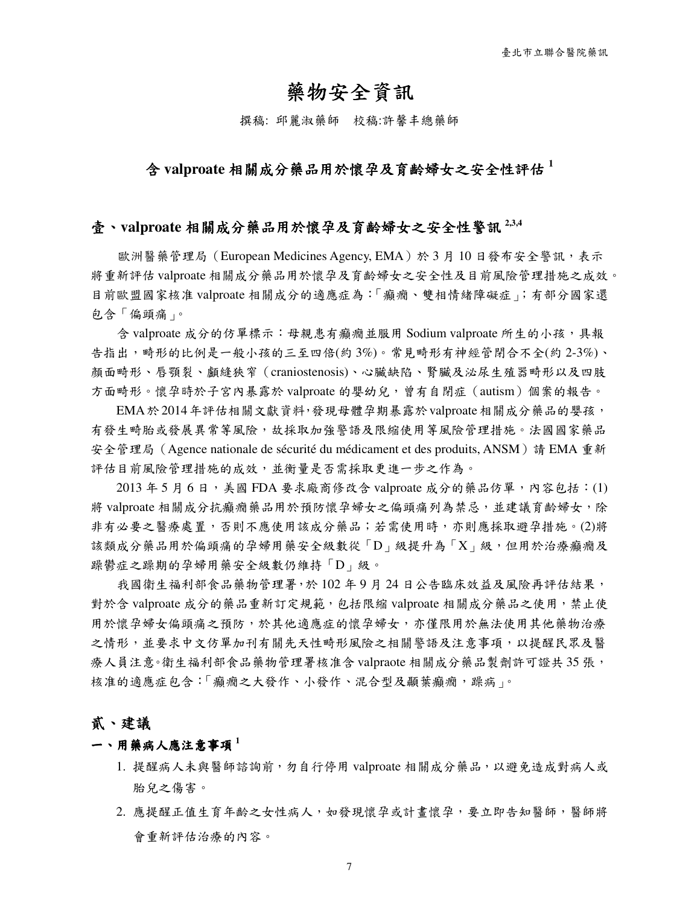# 藥物安全資訊

撰稿: 邱麗淑藥師　校稿:許馨丰總藥師

## 含 valproate 相關成分藥品用於懷孕及育齡婦女之安全性評估 [1]

### 壹、valproate 相關成分藥品用於懷孕及育齡婦女之安全性警訊 [2,3,4]

歐洲醫藥管理局（European Medicines Agency, EMA）於 3 月 10 日發布安全警訊，表示將重新評估 valproate 相關成分藥品用於懷孕及育齡婦女之安全性及目前風險管理措施之成效。目前歐盟國家核准 valproate 相關成分的適應症為：「癲癇、雙相情緒障礙症」；有部分國家還包含「偏頭痛」。

含 valproate 成分的仿單標示：母親患有癲癇並服用 Sodium valproate 所生的小孩，具報告指出，畸形的比例是一般小孩的三至四倍(約 3%)。常見畸形有神經管閉合不全(約 2-3%)、顏面畸形、唇顎裂、顱縫狹窄（craniostenosis)、心臟缺陷、腎臟及泌尿生殖器畸形以及四肢方面畸形。懷孕時於子宮內暴露於 valproate 的嬰幼兒，曾有自閉症（autism）個案的報告。

EMA 於 2014 年評估相關文獻資料，發現母體孕期暴露於 valproate 相關成分藥品的嬰孩，有發生畸胎或發展異常等風險，故採取加強警語及限縮使用等風險管理措施。法國國家藥品安全管理局（Agence nationale de sécurité du médicament et des produits, ANSM）請 EMA 重新評估目前風險管理措施的成效，並衡量是否需採取更進一步之作為。

2013 年 5 月 6 日，美國 FDA 要求廠商修改含 valproate 成分的藥品仿單，內容包括：(1)將 valproate 相關成分抗癲癇藥品用於預防懷孕婦女之偏頭痛列為禁忌，並建議育齡婦女，除非有必要之醫療處置，否則不應使用該成分藥品；若需使用時，亦則應採取避孕措施。(2)將該類成分藥品用於偏頭痛的孕婦用藥安全級數從「D」級提升為「X」級，但用於治療癲癇及躁鬱症之躁期的孕婦用藥安全級數仍維持「D」級。

我國衛生福利部食品藥物管理署，於 102 年 9 月 24 日公告臨床效益及風險再評估結果，對於含 valproate 成分的藥品重新訂定規範，包括限縮 valproate 相關成分藥品之使用，禁止使用於懷孕婦女偏頭痛之預防，於其他適應症的懷孕婦女，亦僅限用於無法使用其他藥物治療之情形，並要求中文仿單加刊有關先天性畸形風險之相關警語及注意事項，以提醒民眾及醫療人員注意。衛生福利部食品藥物管理署核准含 valpraote 相關成分藥品製劑許可證共 35 張，核准的適應症包含：「癲癇之大發作、小發作、混合型及顳葉癲癇，躁病」。

### 貳、建議

#### 一、用藥病人應注意事項 [1]

1. 提醒病人未與醫師諮詢前，勿自行停用 valproate 相關成分藥品，以避免造成對病人或胎兒之傷害。
2. 應提醒正值生育年齡之女性病人，如發現懷孕或計畫懷孕，要立即告知醫師，醫師將會重新評估治療的內容。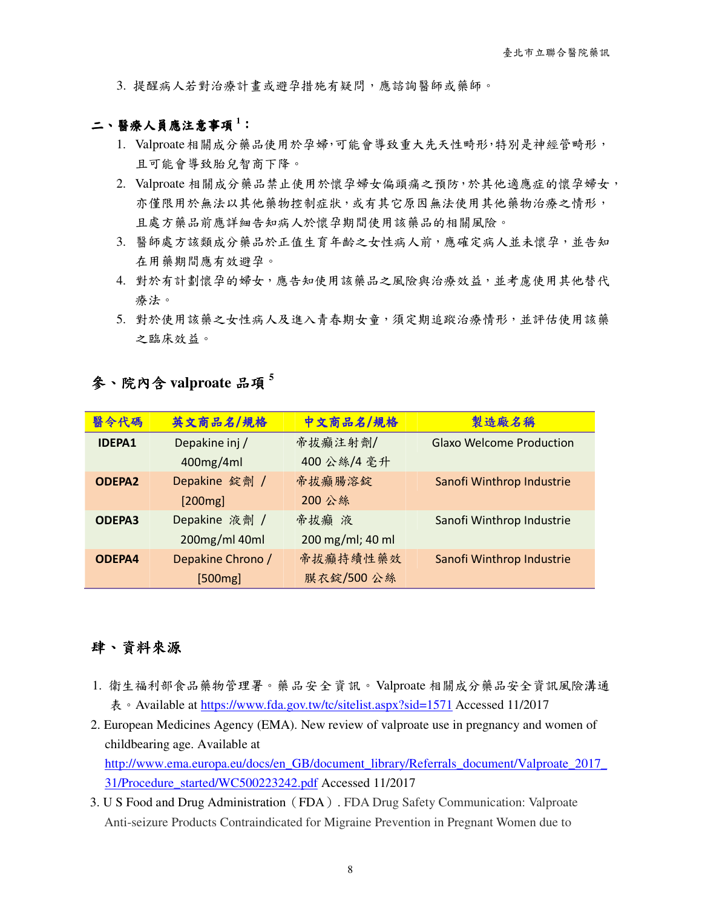3. 提醒病人若對治療計畫或避孕措施有疑問，應諮詢醫師或藥師。

## 二、醫療人員應注意事項[1]：

1. Valproate 相關成分藥品使用於孕婦，可能會導致重大先天性畸形，特別是神經管畸形，且可能會導致胎兒智商下降。
2. Valproate 相關成分藥品禁止使用於懷孕婦女偏頭痛之預防，於其他適應症的懷孕婦女，亦僅限用於無法以其他藥物控制症狀，或有其它原因無法使用其他藥物治療之情形，且處方藥品前應詳細告知病人於懷孕期間使用該藥品的相關風險。
3. 醫師處方該類成分藥品於正值生育年齡之女性病人前，應確定病人並未懷孕，並告知在用藥期間應有效避孕。
4. 對於有計劃懷孕的婦女，應告知使用該藥品之風險與治療效益，並考慮使用其他替代療法。
5. 對於使用該藥之女性病人及進入青春期女童，須定期追蹤治療情形，並評估使用該藥之臨床效益。

## 參、院內含 valproate 品項[5]

| 醫令代碼 | 英文商品名/規格 | 中文商品名/規格 | 製造廠名稱 |
|---|---|---|---|
| IDEPA1 | Depakine inj / 400mg/4ml | 帝拔癲注射劑/ 400 公絲/4 毫升 | Glaxo Welcome Production |
| ODEPA2 | Depakine 錠劑 / [200mg] | 帝拔癲腸溶錠 200 公絲 | Sanofi Winthrop Industrie |
| ODEPA3 | Depakine 液劑 / 200mg/ml 40ml | 帝拔癲 液 200 mg/ml; 40 ml | Sanofi Winthrop Industrie |
| ODEPA4 | Depakine Chrono / [500mg] | 帝拔癲持續性藥效膜衣錠/500 公絲 | Sanofi Winthrop Industrie |

## 肆、資料來源

1. 衛生福利部食品藥物管理署。藥品安全資訊。Valproate 相關成分藥品安全資訊風險溝通表。Available at https://www.fda.gov.tw/tc/sitelist.aspx?sid=1571 Accessed 11/2017
2. European Medicines Agency (EMA). New review of valproate use in pregnancy and women of childbearing age. Available at http://www.ema.europa.eu/docs/en_GB/document_library/Referrals_document/Valproate_2017_31/Procedure_started/WC500223242.pdf Accessed 11/2017
3. U S Food and Drug Administration（FDA）. FDA Drug Safety Communication: Valproate Anti-seizure Products Contraindicated for Migraine Prevention in Pregnant Women due to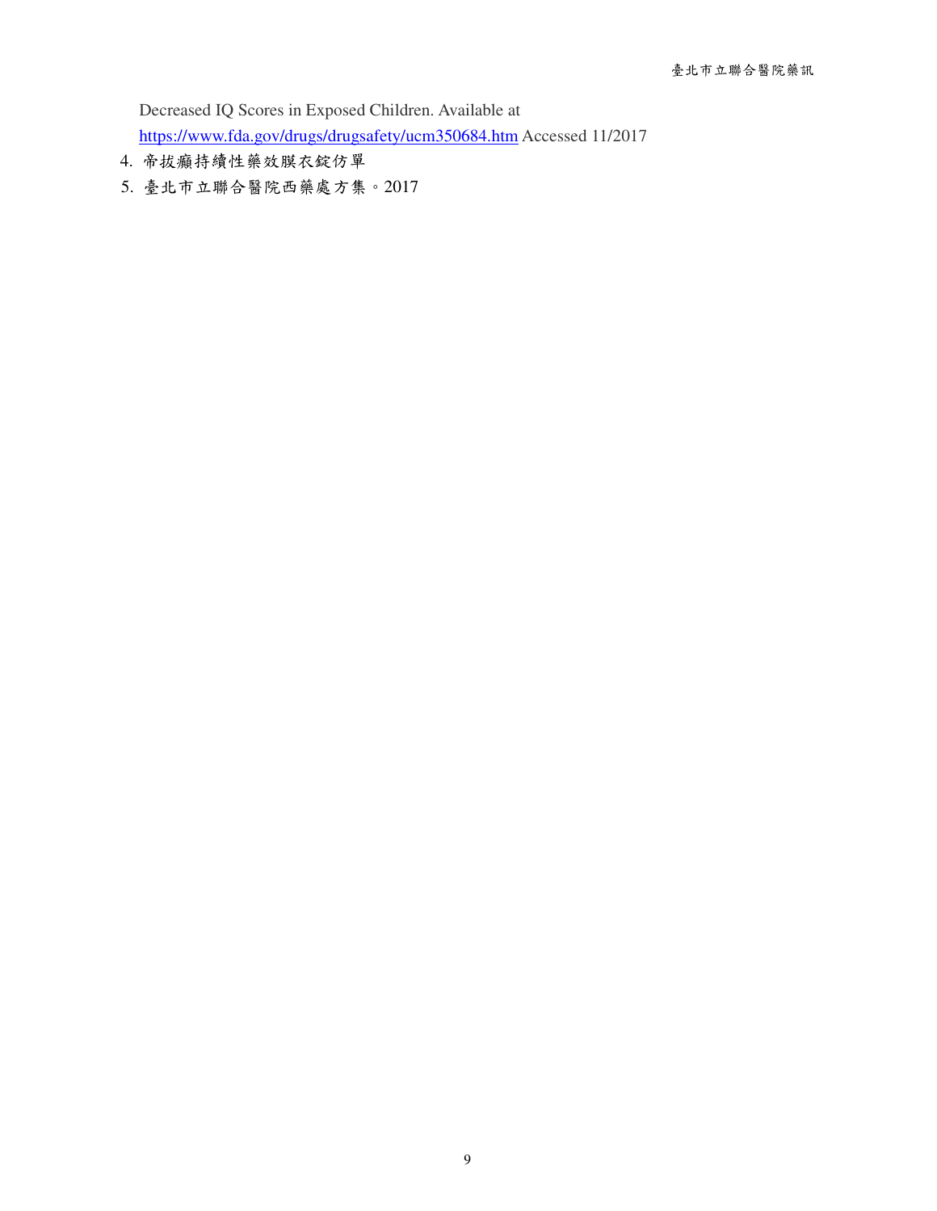Decreased IQ Scores in Exposed Children. Available at https://www.fda.gov/drugs/drugsafety/ucm350684.htm Accessed 11/2017

4. 帝拔癲持續性藥效膜衣錠仿單
5. 臺北市立聯合醫院西藥處方集。2017